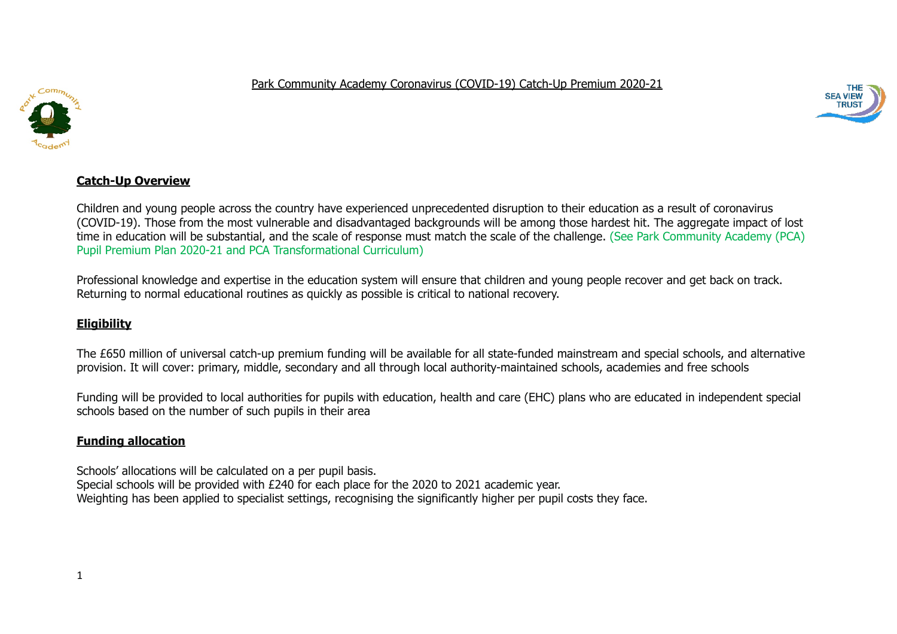# Park Community Academy Coronavirus (COVID-19) Catch-Up Premium 2020-21

## Catch-Up Overview

Children and young people across the country have experienced unprecedented disruption to their education as a result of coronavirus (COVID-19). Those from the most vulnerable and disadvantaged backgrounds will be among those hardest hit. The aggregate impact of lost time in education will be substantial, and the scale of response must match the scale of the challenge. (See Park Community Academy (PCA) Pupil Premium Plan 2020-21 and PCA Transformational Curriculum)

Professional knowledge and expertise in the education system will ensure that children and young people recover and get back on track. Returning to normal educational routines as quickly as possible is critical to national recovery.

## Eligibility

The £650 million of universal catch-up premium funding will be available for all state-funded mainstream and special schools, and alternative provision. It will cover: primary, middle, secondary and all through local authority-maintained schools, academies and free schools

Funding will be provided to local authorities for pupils with education, health and care (EHC) plans who are educated in independent special schools based on the number of such pupils in their area

## Funding allocation

Schools' allocations will be calculated on a per pupil basis.
Special schools will be provided with £240 for each place for the 2020 to 2021 academic year.
Weighting has been applied to specialist settings, recognising the significantly higher per pupil costs they face.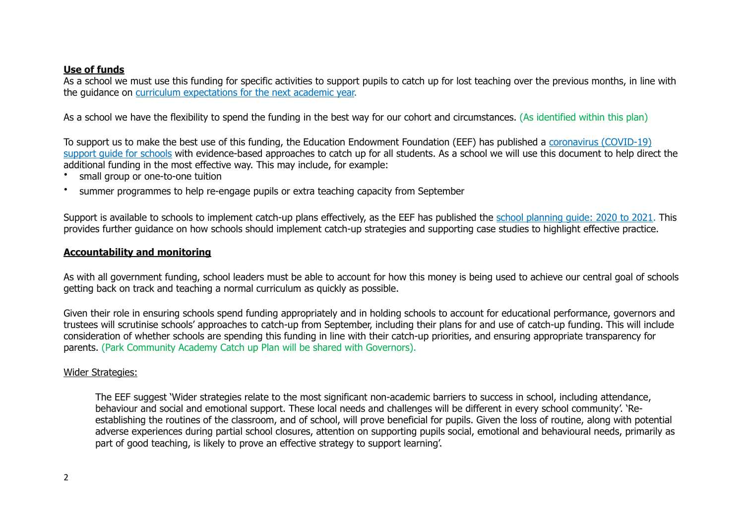**Use of funds**

As a school we must use this funding for specific activities to support pupils to catch up for lost teaching over the previous months, in line with the guidance on [curriculum expectations for the next academic year.](#)

As a school we have the flexibility to spend the funding in the best way for our cohort and circumstances. (As identified within this plan)

To support us to make the best use of this funding, the Education Endowment Foundation (EEF) has published a [coronavirus (COVID-19) support guide for schools](#) with evidence-based approaches to catch up for all students. As a school we will use this document to help direct the additional funding in the most effective way. This may include, for example:

- small group or one-to-one tuition
- summer programmes to help re-engage pupils or extra teaching capacity from September

Support is available to schools to implement catch-up plans effectively, as the EEF has published the [school planning guide: 2020 to 2021.](#) This provides further guidance on how schools should implement catch-up strategies and supporting case studies to highlight effective practice.

**Accountability and monitoring**

As with all government funding, school leaders must be able to account for how this money is being used to achieve our central goal of schools getting back on track and teaching a normal curriculum as quickly as possible.

Given their role in ensuring schools spend funding appropriately and in holding schools to account for educational performance, governors and trustees will scrutinise schools' approaches to catch-up from September, including their plans for and use of catch-up funding. This will include consideration of whether schools are spending this funding in line with their catch-up priorities, and ensuring appropriate transparency for parents. (Park Community Academy Catch up Plan will be shared with Governors).

Wider Strategies:

> The EEF suggest 'Wider strategies relate to the most significant non-academic barriers to success in school, including attendance, behaviour and social and emotional support. These local needs and challenges will be different in every school community'. 'Re-establishing the routines of the classroom, and of school, will prove beneficial for pupils. Given the loss of routine, along with potential adverse experiences during partial school closures, attention on supporting pupils social, emotional and behavioural needs, primarily as part of good teaching, is likely to prove an effective strategy to support learning'.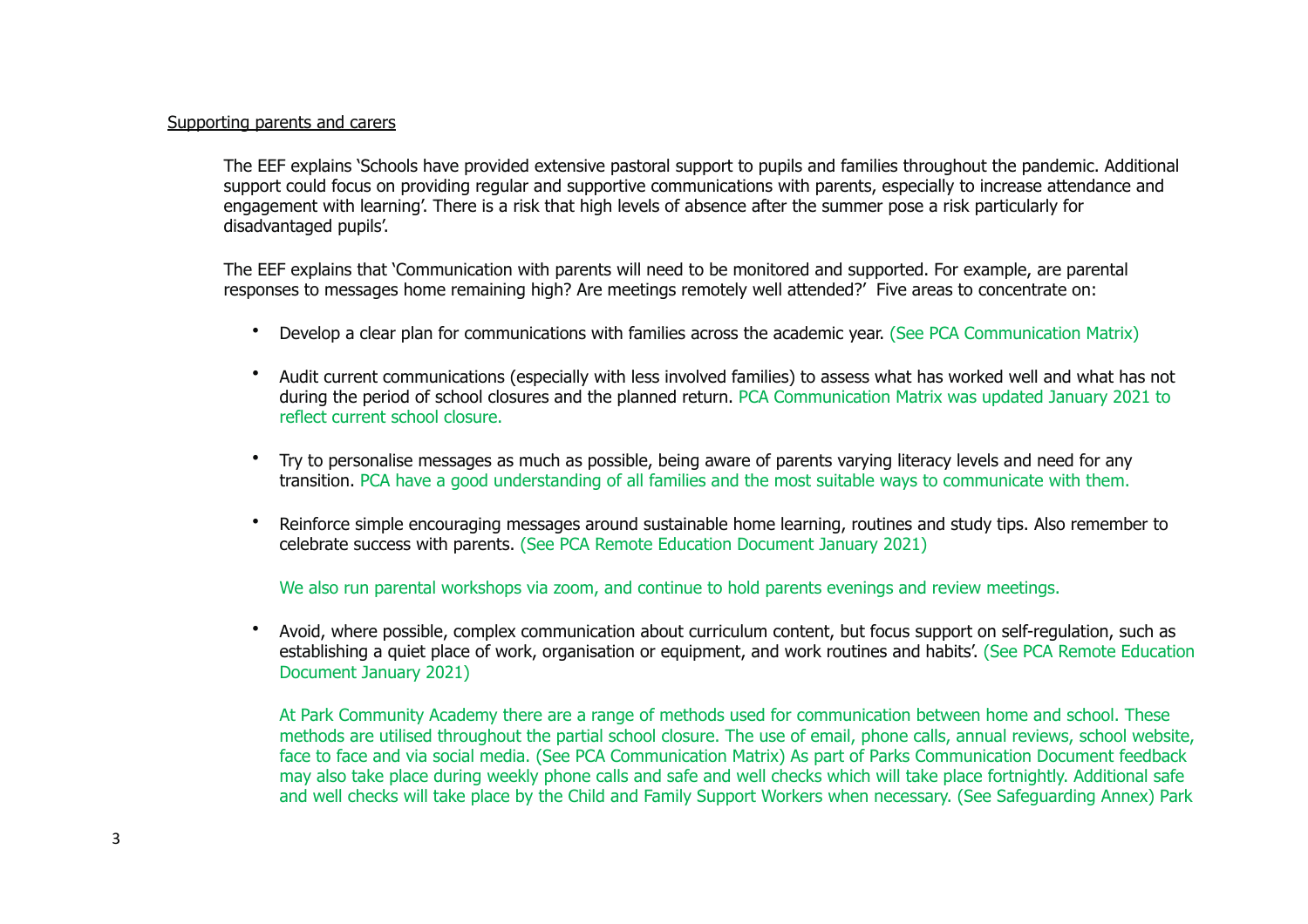<u>Supporting parents and carers</u>

The EEF explains 'Schools have provided extensive pastoral support to pupils and families throughout the pandemic. Additional support could focus on providing regular and supportive communications with parents, especially to increase attendance and engagement with learning'. There is a risk that high levels of absence after the summer pose a risk particularly for disadvantaged pupils'.

The EEF explains that 'Communication with parents will need to be monitored and supported. For example, are parental responses to messages home remaining high? Are meetings remotely well attended?' Five areas to concentrate on:

- Develop a clear plan for communications with families across the academic year. (See PCA Communication Matrix)

- Audit current communications (especially with less involved families) to assess what has worked well and what has not during the period of school closures and the planned return. PCA Communication Matrix was updated January 2021 to reflect current school closure.

- Try to personalise messages as much as possible, being aware of parents varying literacy levels and need for any transition. PCA have a good understanding of all families and the most suitable ways to communicate with them.

- Reinforce simple encouraging messages around sustainable home learning, routines and study tips. Also remember to celebrate success with parents. (See PCA Remote Education Document January 2021)

  We also run parental workshops via zoom, and continue to hold parents evenings and review meetings.

- Avoid, where possible, complex communication about curriculum content, but focus support on self-regulation, such as establishing a quiet place of work, organisation or equipment, and work routines and habits'. (See PCA Remote Education Document January 2021)

  At Park Community Academy there are a range of methods used for communication between home and school. These methods are utilised throughout the partial school closure. The use of email, phone calls, annual reviews, school website, face to face and via social media. (See PCA Communication Matrix) As part of Parks Communication Document feedback may also take place during weekly phone calls and safe and well checks which will take place fortnightly. Additional safe and well checks will take place by the Child and Family Support Workers when necessary. (See Safeguarding Annex) Park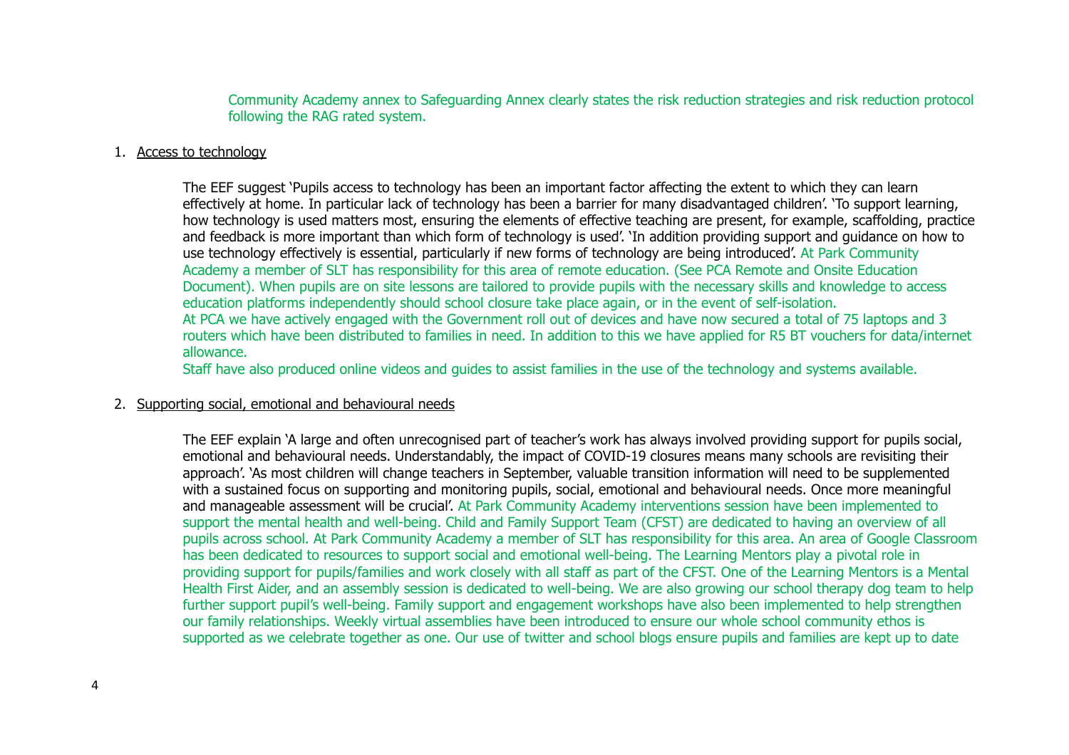Community Academy annex to Safeguarding Annex clearly states the risk reduction strategies and risk reduction protocol following the RAG rated system.

1. Access to technology

The EEF suggest 'Pupils access to technology has been an important factor affecting the extent to which they can learn effectively at home. In particular lack of technology has been a barrier for many disadvantaged children'. 'To support learning, how technology is used matters most, ensuring the elements of effective teaching are present, for example, scaffolding, practice and feedback is more important than which form of technology is used'. 'In addition providing support and guidance on how to use technology effectively is essential, particularly if new forms of technology are being introduced'. At Park Community Academy a member of SLT has responsibility for this area of remote education. (See PCA Remote and Onsite Education Document). When pupils are on site lessons are tailored to provide pupils with the necessary skills and knowledge to access education platforms independently should school closure take place again, or in the event of self-isolation.
At PCA we have actively engaged with the Government roll out of devices and have now secured a total of 75 laptops and 3 routers which have been distributed to families in need. In addition to this we have applied for R5 BT vouchers for data/internet allowance.
Staff have also produced online videos and guides to assist families in the use of the technology and systems available.

2. Supporting social, emotional and behavioural needs

The EEF explain 'A large and often unrecognised part of teacher's work has always involved providing support for pupils social, emotional and behavioural needs. Understandably, the impact of COVID-19 closures means many schools are revisiting their approach'. 'As most children will change teachers in September, valuable transition information will need to be supplemented with a sustained focus on supporting and monitoring pupils, social, emotional and behavioural needs. Once more meaningful and manageable assessment will be crucial'. At Park Community Academy interventions session have been implemented to support the mental health and well-being. Child and Family Support Team (CFST) are dedicated to having an overview of all pupils across school. At Park Community Academy a member of SLT has responsibility for this area. An area of Google Classroom has been dedicated to resources to support social and emotional well-being. The Learning Mentors play a pivotal role in providing support for pupils/families and work closely with all staff as part of the CFST. One of the Learning Mentors is a Mental Health First Aider, and an assembly session is dedicated to well-being. We are also growing our school therapy dog team to help further support pupil's well-being. Family support and engagement workshops have also been implemented to help strengthen our family relationships. Weekly virtual assemblies have been introduced to ensure our whole school community ethos is supported as we celebrate together as one. Our use of twitter and school blogs ensure pupils and families are kept up to date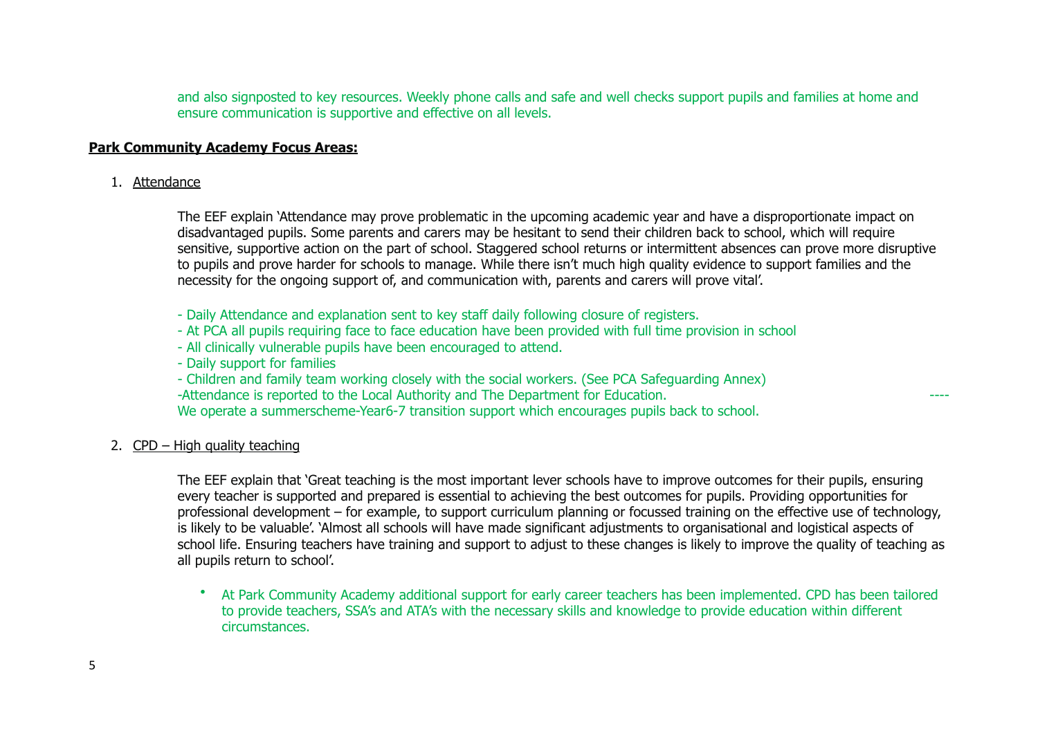and also signposted to key resources. Weekly phone calls and safe and well checks support pupils and families at home and ensure communication is supportive and effective on all levels.

**Park Community Academy Focus Areas:**

1. Attendance

The EEF explain 'Attendance may prove problematic in the upcoming academic year and have a disproportionate impact on disadvantaged pupils. Some parents and carers may be hesitant to send their children back to school, which will require sensitive, supportive action on the part of school. Staggered school returns or intermittent absences can prove more disruptive to pupils and prove harder for schools to manage. While there isn't much high quality evidence to support families and the necessity for the ongoing support of, and communication with, parents and carers will prove vital'.

- Daily Attendance and explanation sent to key staff daily following closure of registers.
- At PCA all pupils requiring face to face education have been provided with full time provision in school
- All clinically vulnerable pupils have been encouraged to attend.
- Daily support for families
- Children and family team working closely with the social workers. (See PCA Safeguarding Annex)
- Attendance is reported to the Local Authority and The Department for Education. ----

We operate a summerscheme-Year6-7 transition support which encourages pupils back to school.

2. CPD – High quality teaching

The EEF explain that 'Great teaching is the most important lever schools have to improve outcomes for their pupils, ensuring every teacher is supported and prepared is essential to achieving the best outcomes for pupils. Providing opportunities for professional development – for example, to support curriculum planning or focussed training on the effective use of technology, is likely to be valuable'. 'Almost all schools will have made significant adjustments to organisational and logistical aspects of school life. Ensuring teachers have training and support to adjust to these changes is likely to improve the quality of teaching as all pupils return to school'.

- At Park Community Academy additional support for early career teachers has been implemented. CPD has been tailored to provide teachers, SSA's and ATA's with the necessary skills and knowledge to provide education within different circumstances.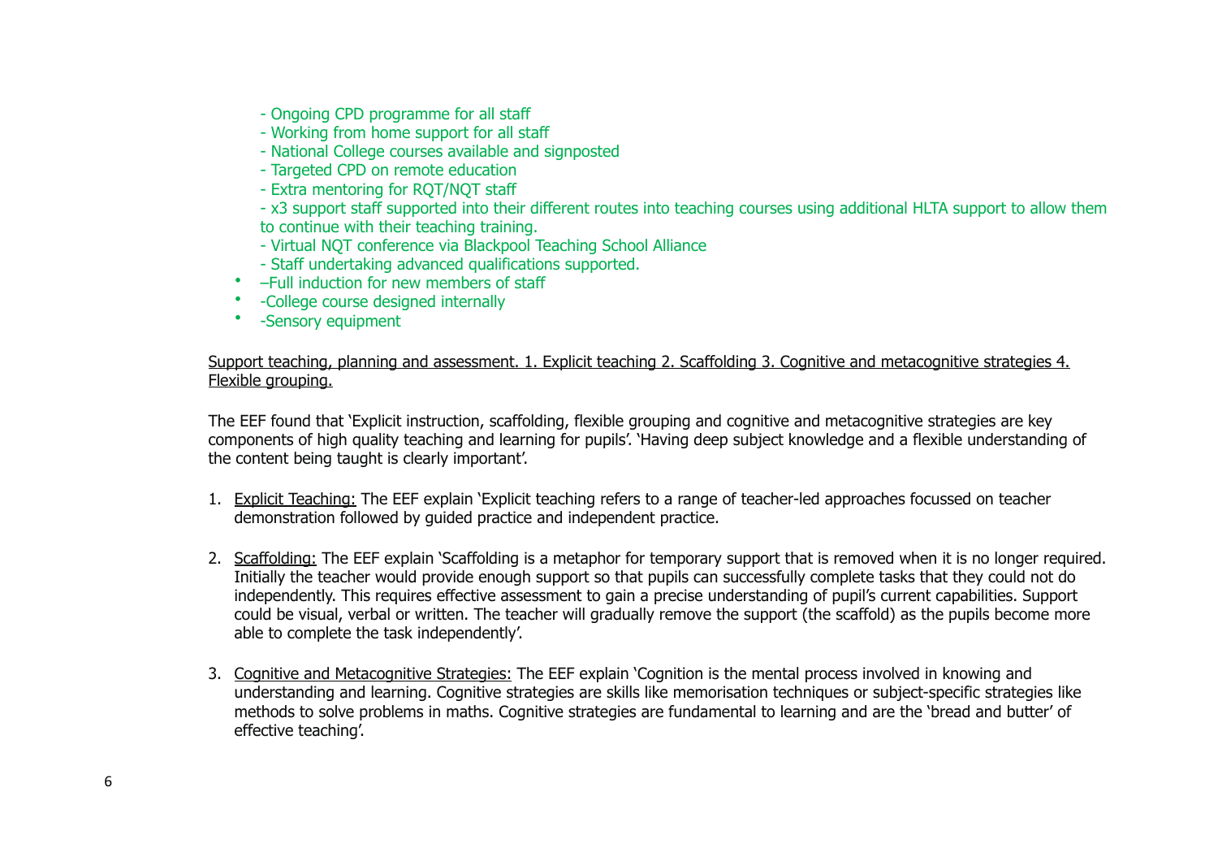- Ongoing CPD programme for all staff
- Working from home support for all staff
- National College courses available and signposted
- Targeted CPD on remote education
- Extra mentoring for RQT/NQT staff
- x3 support staff supported into their different routes into teaching courses using additional HLTA support to allow them to continue with their teaching training.
- Virtual NQT conference via Blackpool Teaching School Alliance
- Staff undertaking advanced qualifications supported.

- –Full induction for new members of staff
- -College course designed internally
- -Sensory equipment

<u>Support teaching, planning and assessment. 1. Explicit teaching 2. Scaffolding 3. Cognitive and metacognitive strategies 4. Flexible grouping.</u>

The EEF found that 'Explicit instruction, scaffolding, flexible grouping and cognitive and metacognitive strategies are key components of high quality teaching and learning for pupils'. 'Having deep subject knowledge and a flexible understanding of the content being taught is clearly important'.

1. <u>Explicit Teaching:</u> The EEF explain 'Explicit teaching refers to a range of teacher-led approaches focussed on teacher demonstration followed by guided practice and independent practice.

2. <u>Scaffolding:</u> The EEF explain 'Scaffolding is a metaphor for temporary support that is removed when it is no longer required. Initially the teacher would provide enough support so that pupils can successfully complete tasks that they could not do independently. This requires effective assessment to gain a precise understanding of pupil's current capabilities. Support could be visual, verbal or written. The teacher will gradually remove the support (the scaffold) as the pupils become more able to complete the task independently'.

3. <u>Cognitive and Metacognitive Strategies:</u> The EEF explain 'Cognition is the mental process involved in knowing and understanding and learning. Cognitive strategies are skills like memorisation techniques or subject-specific strategies like methods to solve problems in maths. Cognitive strategies are fundamental to learning and are the 'bread and butter' of effective teaching'.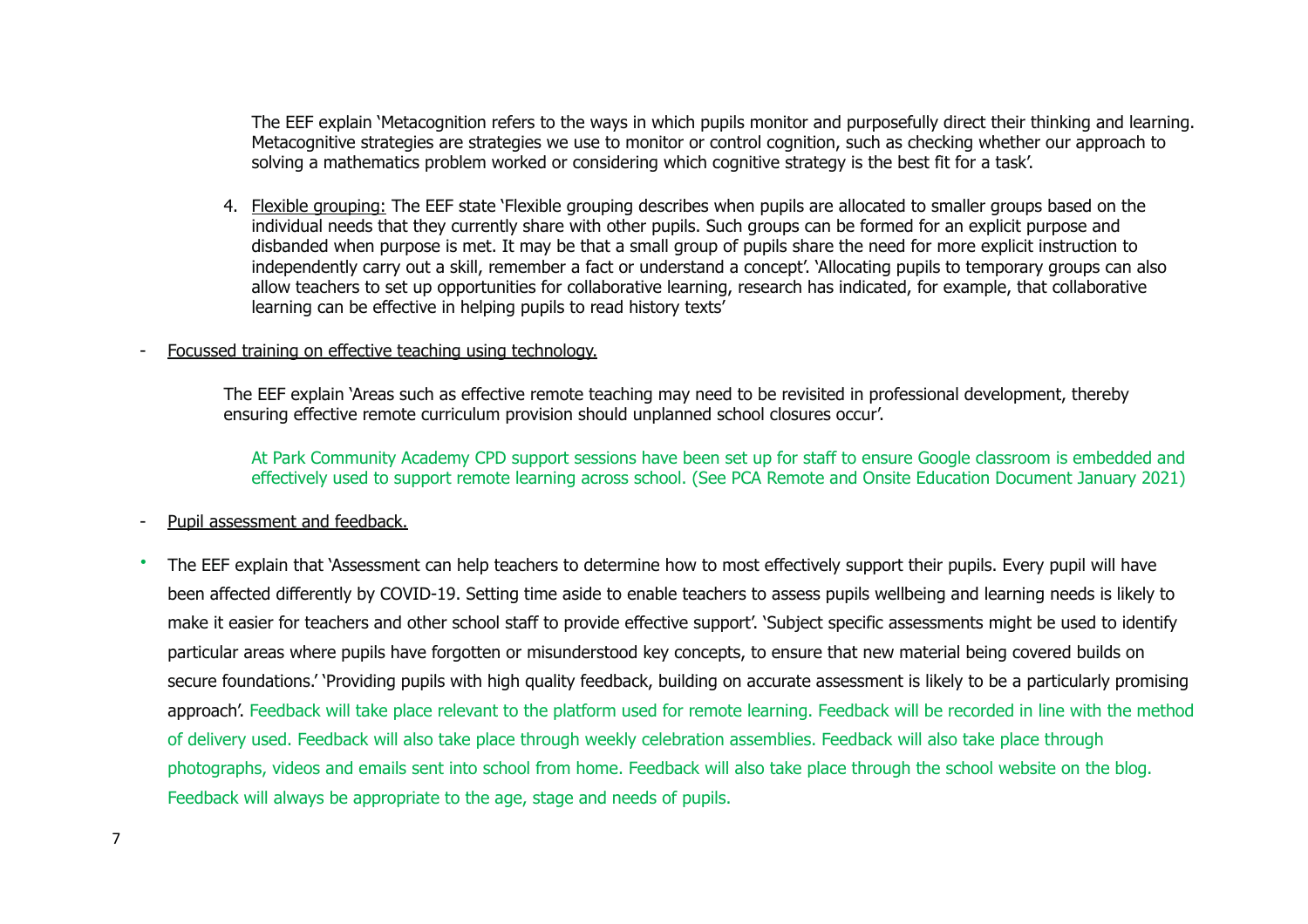The EEF explain 'Metacognition refers to the ways in which pupils monitor and purposefully direct their thinking and learning. Metacognitive strategies are strategies we use to monitor or control cognition, such as checking whether our approach to solving a mathematics problem worked or considering which cognitive strategy is the best fit for a task'.

4. Flexible grouping: The EEF state 'Flexible grouping describes when pupils are allocated to smaller groups based on the individual needs that they currently share with other pupils. Such groups can be formed for an explicit purpose and disbanded when purpose is met. It may be that a small group of pupils share the need for more explicit instruction to independently carry out a skill, remember a fact or understand a concept'. 'Allocating pupils to temporary groups can also allow teachers to set up opportunities for collaborative learning, research has indicated, for example, that collaborative learning can be effective in helping pupils to read history texts'

- Focussed training on effective teaching using technology.

The EEF explain 'Areas such as effective remote teaching may need to be revisited in professional development, thereby ensuring effective remote curriculum provision should unplanned school closures occur'.

At Park Community Academy CPD support sessions have been set up for staff to ensure Google classroom is embedded and effectively used to support remote learning across school. (See PCA Remote and Onsite Education Document January 2021)

- Pupil assessment and feedback.

- The EEF explain that 'Assessment can help teachers to determine how to most effectively support their pupils. Every pupil will have been affected differently by COVID-19. Setting time aside to enable teachers to assess pupils wellbeing and learning needs is likely to make it easier for teachers and other school staff to provide effective support'. 'Subject specific assessments might be used to identify particular areas where pupils have forgotten or misunderstood key concepts, to ensure that new material being covered builds on secure foundations.' 'Providing pupils with high quality feedback, building on accurate assessment is likely to be a particularly promising approach'. Feedback will take place relevant to the platform used for remote learning. Feedback will be recorded in line with the method of delivery used. Feedback will also take place through weekly celebration assemblies. Feedback will also take place through photographs, videos and emails sent into school from home. Feedback will also take place through the school website on the blog. Feedback will always be appropriate to the age, stage and needs of pupils.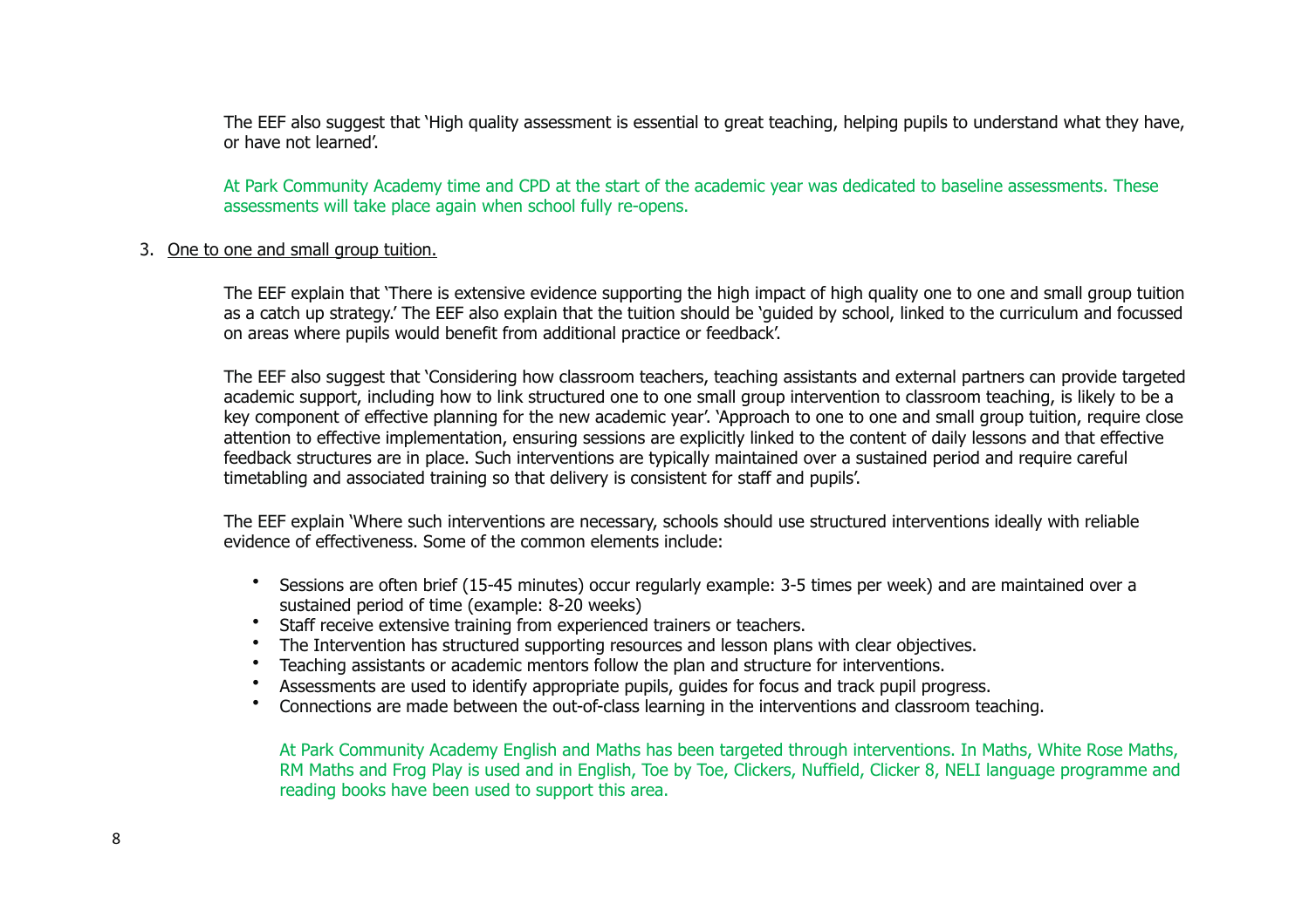The EEF also suggest that 'High quality assessment is essential to great teaching, helping pupils to understand what they have, or have not learned'.

At Park Community Academy time and CPD at the start of the academic year was dedicated to baseline assessments. These assessments will take place again when school fully re-opens.

3. <u>One to one and small group tuition.</u>

The EEF explain that 'There is extensive evidence supporting the high impact of high quality one to one and small group tuition as a catch up strategy.' The EEF also explain that the tuition should be 'guided by school, linked to the curriculum and focussed on areas where pupils would benefit from additional practice or feedback'.

The EEF also suggest that 'Considering how classroom teachers, teaching assistants and external partners can provide targeted academic support, including how to link structured one to one small group intervention to classroom teaching, is likely to be a key component of effective planning for the new academic year'. 'Approach to one to one and small group tuition, require close attention to effective implementation, ensuring sessions are explicitly linked to the content of daily lessons and that effective feedback structures are in place. Such interventions are typically maintained over a sustained period and require careful timetabling and associated training so that delivery is consistent for staff and pupils'.

The EEF explain 'Where such interventions are necessary, schools should use structured interventions ideally with reliable evidence of effectiveness. Some of the common elements include:

- Sessions are often brief (15-45 minutes) occur regularly example: 3-5 times per week) and are maintained over a sustained period of time (example: 8-20 weeks)
- Staff receive extensive training from experienced trainers or teachers.
- The Intervention has structured supporting resources and lesson plans with clear objectives.
- Teaching assistants or academic mentors follow the plan and structure for interventions.
- Assessments are used to identify appropriate pupils, guides for focus and track pupil progress.
- Connections are made between the out-of-class learning in the interventions and classroom teaching.

At Park Community Academy English and Maths has been targeted through interventions. In Maths, White Rose Maths, RM Maths and Frog Play is used and in English, Toe by Toe, Clickers, Nuffield, Clicker 8, NELI language programme and reading books have been used to support this area.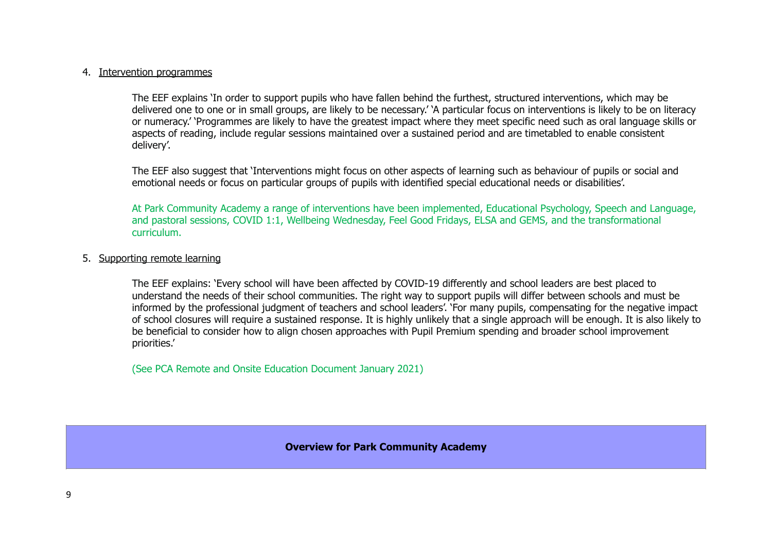4. Intervention programmes

    The EEF explains 'In order to support pupils who have fallen behind the furthest, structured interventions, which may be delivered one to one or in small groups, are likely to be necessary.' 'A particular focus on interventions is likely to be on literacy or numeracy.' 'Programmes are likely to have the greatest impact where they meet specific need such as oral language skills or aspects of reading, include regular sessions maintained over a sustained period and are timetabled to enable consistent delivery'.

    The EEF also suggest that 'Interventions might focus on other aspects of learning such as behaviour of pupils or social and emotional needs or focus on particular groups of pupils with identified special educational needs or disabilities'.

    At Park Community Academy a range of interventions have been implemented, Educational Psychology, Speech and Language, and pastoral sessions, COVID 1:1, Wellbeing Wednesday, Feel Good Fridays, ELSA and GEMS, and the transformational curriculum.

5. Supporting remote learning

    The EEF explains: 'Every school will have been affected by COVID-19 differently and school leaders are best placed to understand the needs of their school communities. The right way to support pupils will differ between schools and must be informed by the professional judgment of teachers and school leaders'. 'For many pupils, compensating for the negative impact of school closures will require a sustained response. It is highly unlikely that a single approach will be enough. It is also likely to be beneficial to consider how to align chosen approaches with Pupil Premium spending and broader school improvement priorities.'

    (See PCA Remote and Onsite Education Document January 2021)

| **Overview for Park Community Academy** |
|---|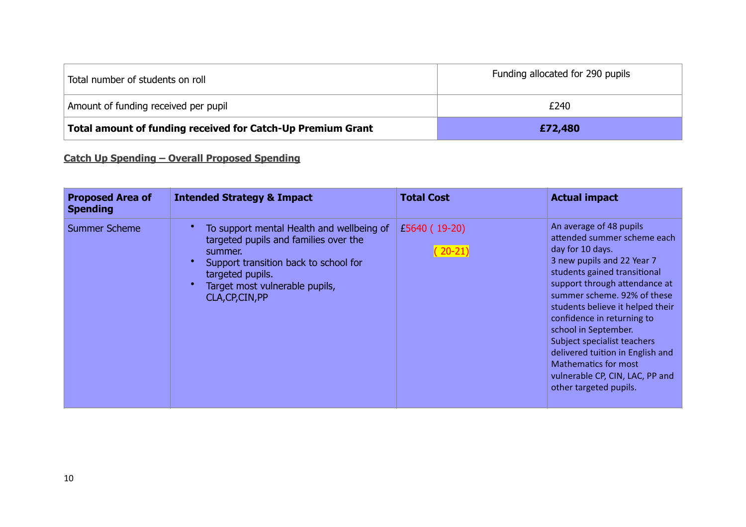| Total number of students on roll | Funding allocated for 290 pupils |
|---|---|
| Amount of funding received per pupil | £240 |
| **Total amount of funding received for Catch-Up Premium Grant** | **£72,480** |

**Catch Up Spending – Overall Proposed Spending**

| Proposed Area of Spending | Intended Strategy & Impact | Total Cost | Actual impact |
|---|---|---|---|
| Summer Scheme | • To support mental Health and wellbeing of targeted pupils and families over the summer.<br>• Support transition back to school for targeted pupils.<br>• Target most vulnerable pupils, CLA,CP,CIN,PP | £5640 ( 19-20)<br>( 20-21) | An average of 48 pupils attended summer scheme each day for 10 days.<br>3 new pupils and 22 Year 7 students gained transitional support through attendance at summer scheme. 92% of these students believe it helped their confidence in returning to school in September.<br>Subject specialist teachers delivered tuition in English and Mathematics for most vulnerable CP, CIN, LAC, PP and other targeted pupils. |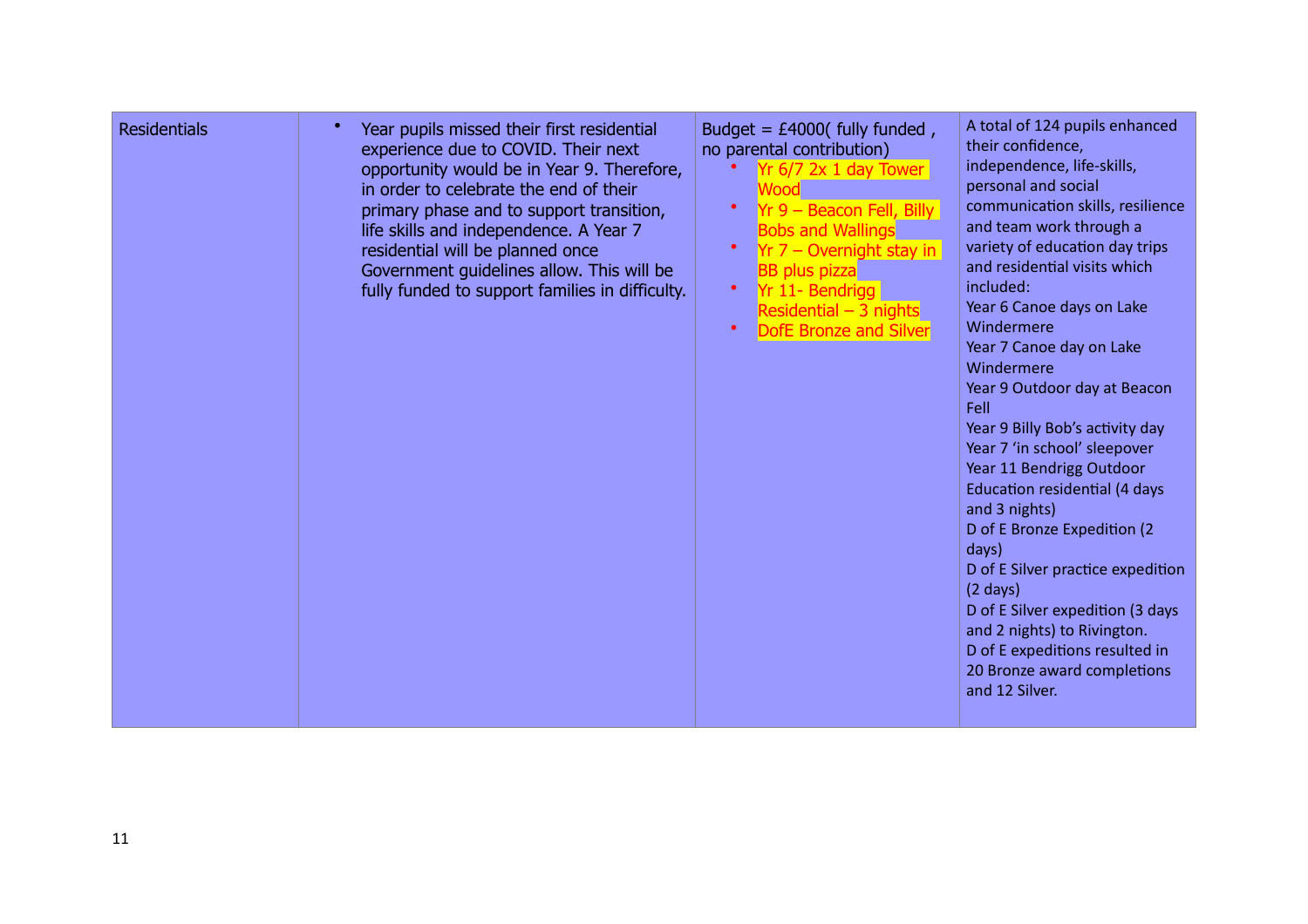| Residentials | • Year pupils missed their first residential experience due to COVID. Their next opportunity would be in Year 9. Therefore, in order to celebrate the end of their primary phase and to support transition, life skills and independence. A Year 7 residential will be planned once Government guidelines allow. This will be fully funded to support families in difficulty. | Budget = £4000( fully funded , no parental contribution)<br>• Yr 6/7 2x 1 day Tower Wood<br>• Yr 9 – Beacon Fell, Billy Bobs and Wallings<br>• Yr 7 – Overnight stay in BB plus pizza<br>• Yr 11- Bendrigg Residential – 3 nights<br>• DofE Bronze and Silver | A total of 124 pupils enhanced their confidence, independence, life-skills, personal and social communication skills, resilience and team work through a variety of education day trips and residential visits which included:<br>Year 6 Canoe days on Lake Windermere<br>Year 7 Canoe day on Lake Windermere<br>Year 9 Outdoor day at Beacon Fell<br>Year 9 Billy Bob's activity day<br>Year 7 'in school' sleepover<br>Year 11 Bendrigg Outdoor Education residential (4 days and 3 nights)<br>D of E Bronze Expedition (2 days)<br>D of E Silver practice expedition (2 days)<br>D of E Silver expedition (3 days and 2 nights) to Rivington.<br>D of E expeditions resulted in 20 Bronze award completions and 12 Silver. |
|---|---|---|---|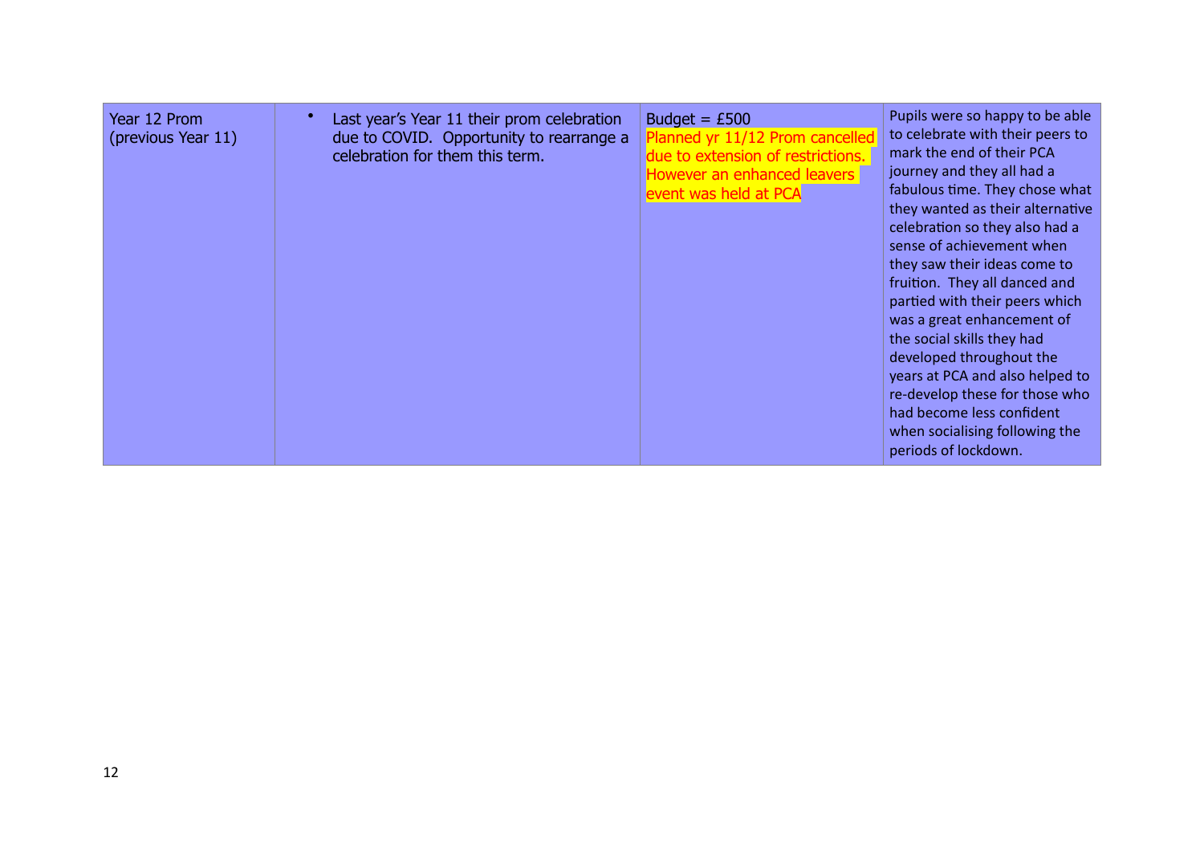| Year 12 Prom (previous Year 11) | • Last year's Year 11 their prom celebration due to COVID. Opportunity to rearrange a celebration for them this term. | Budget = £500<br>Planned yr 11/12 Prom cancelled due to extension of restrictions. However an enhanced leavers event was held at PCA | Pupils were so happy to be able to celebrate with their peers to mark the end of their PCA journey and they all had a fabulous time. They chose what they wanted as their alternative celebration so they also had a sense of achievement when they saw their ideas come to fruition. They all danced and partied with their peers which was a great enhancement of the social skills they had developed throughout the years at PCA and also helped to re-develop these for those who had become less confident when socialising following the periods of lockdown. |
|---|---|---|---|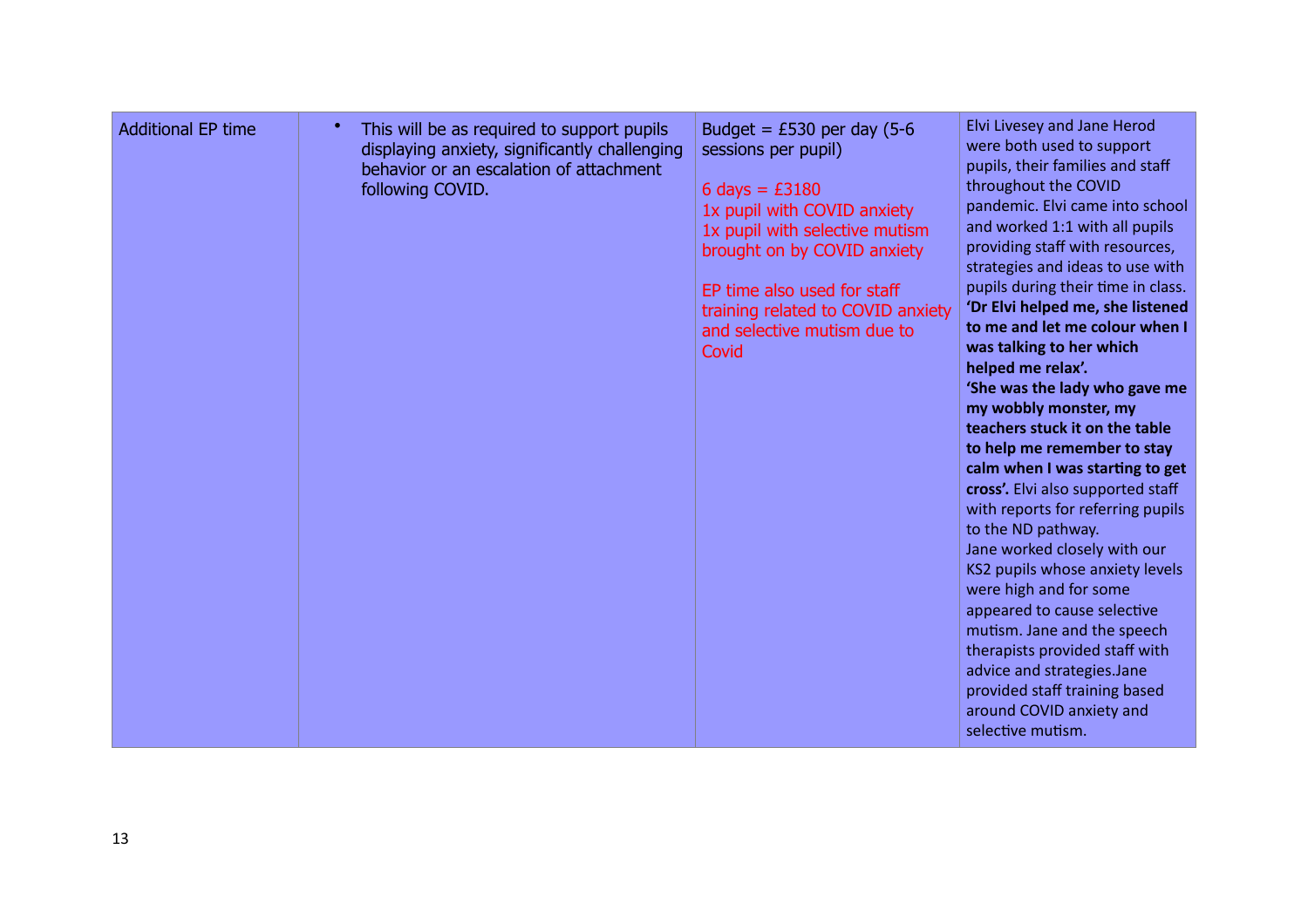| Additional EP time | • This will be as required to support pupils displaying anxiety, significantly challenging behavior or an escalation of attachment following COVID. | Budget = £530 per day (5-6 sessions per pupil)<br><br>6 days = £3180<br>1x pupil with COVID anxiety<br>1x pupil with selective mutism brought on by COVID anxiety<br><br>EP time also used for staff training related to COVID anxiety and selective mutism due to Covid | Elvi Livesey and Jane Herod were both used to support pupils, their families and staff throughout the COVID pandemic. Elvi came into school and worked 1:1 with all pupils providing staff with resources, strategies and ideas to use with pupils during their time in class. **'Dr Elvi helped me, she listened to me and let me colour when I was talking to her which helped me relax'.**<br>**'She was the lady who gave me my wobbly monster, my teachers stuck it on the table to help me remember to stay calm when I was starting to get cross'.** Elvi also supported staff with reports for referring pupils to the ND pathway.<br>Jane worked closely with our KS2 pupils whose anxiety levels were high and for some appeared to cause selective mutism. Jane and the speech therapists provided staff with advice and strategies.Jane provided staff training based around COVID anxiety and selective mutism. |
|---|---|---|---|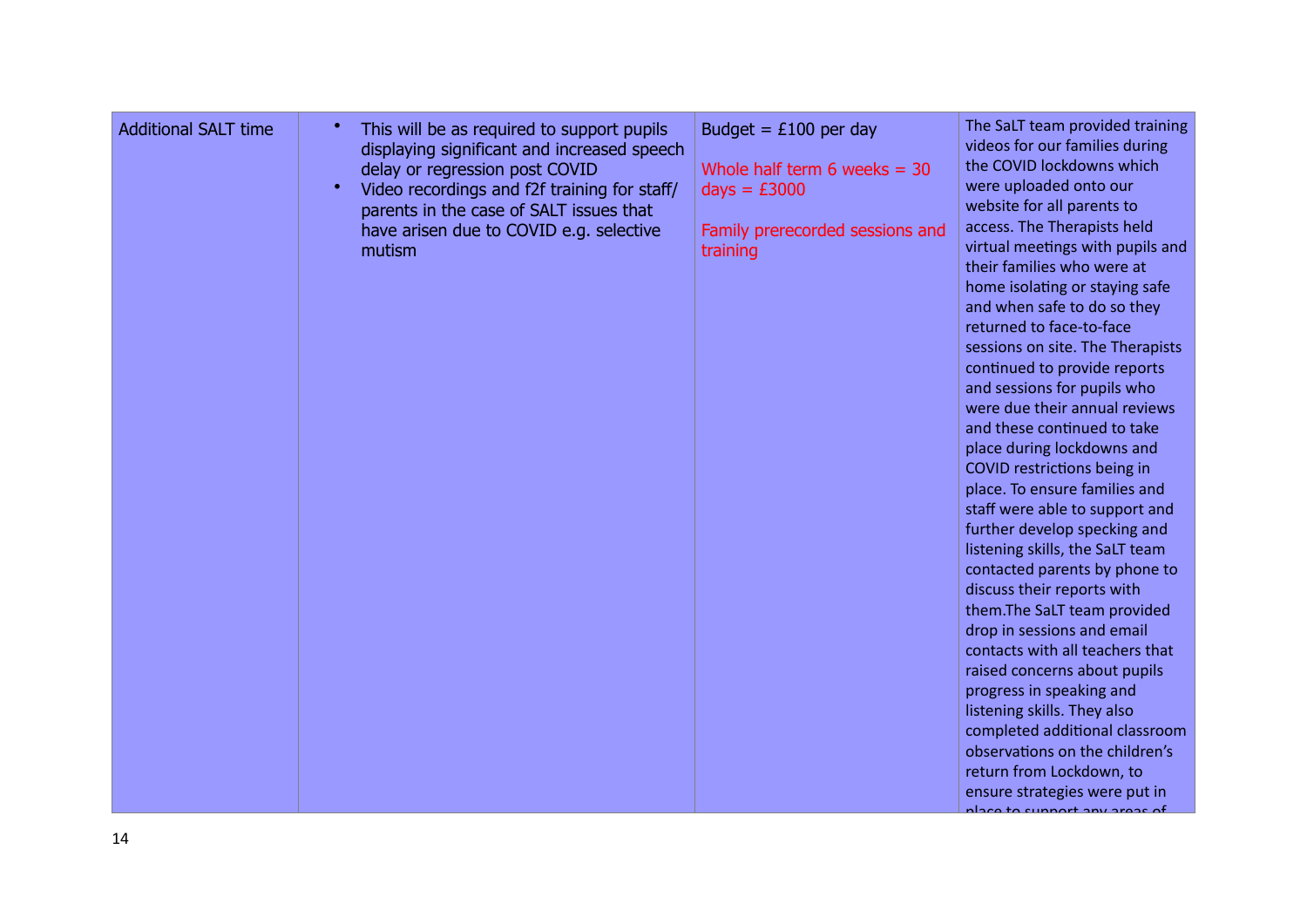| Additional SALT time | • This will be as required to support pupils displaying significant and increased speech delay or regression post COVID<br>• Video recordings and f2f training for staff/ parents in the case of SALT issues that have arisen due to COVID e.g. selective mutism | Budget = £100 per day<br><br>Whole half term 6 weeks = 30 days = £3000<br><br>Family prerecorded sessions and training | The SaLT team provided training videos for our families during the COVID lockdowns which were uploaded onto our website for all parents to access. The Therapists held virtual meetings with pupils and their families who were at home isolating or staying safe and when safe to do so they returned to face-to-face sessions on site. The Therapists continued to provide reports and sessions for pupils who were due their annual reviews and these continued to take place during lockdowns and COVID restrictions being in place. To ensure families and staff were able to support and further develop specking and listening skills, the SaLT team contacted parents by phone to discuss their reports with them.The SaLT team provided drop in sessions and email contacts with all teachers that raised concerns about pupils progress in speaking and listening skills. They also completed additional classroom observations on the children's return from Lockdown, to ensure strategies were put in place to support any areas of |
|---|---|---|---|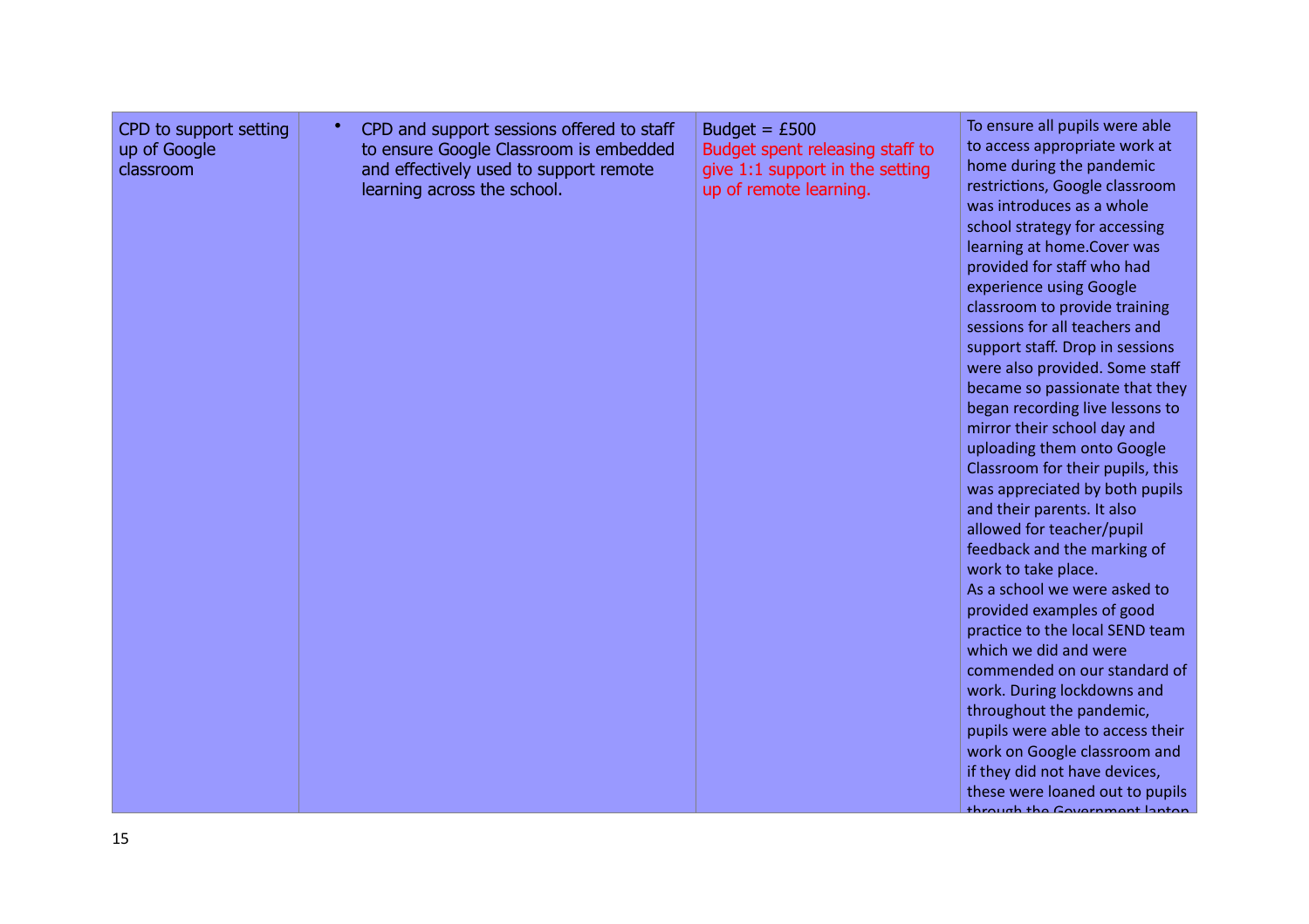| | | | |
|---|---|---|---|
| CPD to support setting up of Google classroom | • CPD and support sessions offered to staff to ensure Google Classroom is embedded and effectively used to support remote learning across the school. | Budget = £500<br>Budget spent releasing staff to give 1:1 support in the setting up of remote learning. | To ensure all pupils were able to access appropriate work at home during the pandemic restrictions, Google classroom was introduces as a whole school strategy for accessing learning at home.Cover was provided for staff who had experience using Google classroom to provide training sessions for all teachers and support staff. Drop in sessions were also provided. Some staff became so passionate that they began recording live lessons to mirror their school day and uploading them onto Google Classroom for their pupils, this was appreciated by both pupils and their parents. It also allowed for teacher/pupil feedback and the marking of work to take place.<br>As a school we were asked to provided examples of good practice to the local SEND team which we did and were commended on our standard of work. During lockdowns and throughout the pandemic, pupils were able to access their work on Google classroom and if they did not have devices, these were loaned out to pupils through the Government laptop |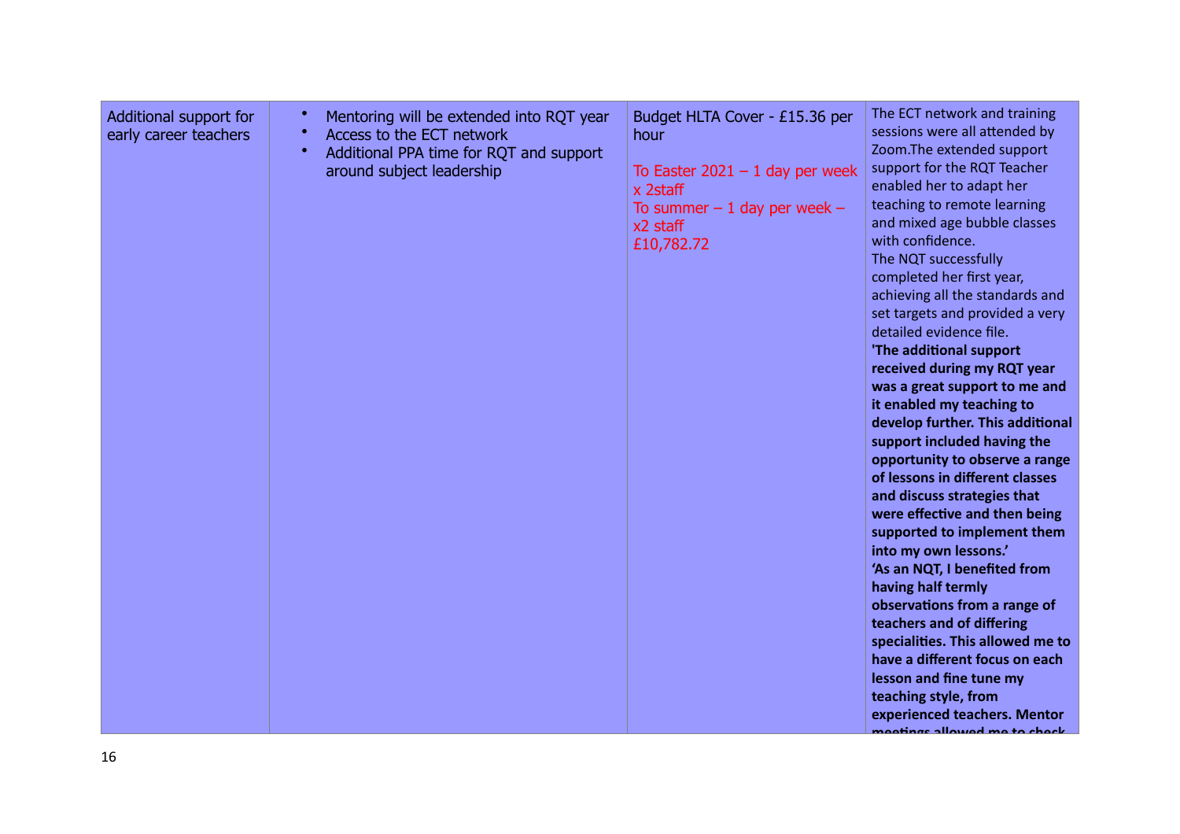| Additional support for early career teachers | • Mentoring will be extended into RQT year<br>• Access to the ECT network<br>• Additional PPA time for RQT and support around subject leadership | Budget HLTA Cover - £15.36 per hour<br><br>To Easter 2021 – 1 day per week x 2staff<br>To summer – 1 day per week – x2 staff<br>£10,782.72 | The ECT network and training sessions were all attended by Zoom.The extended support support for the RQT Teacher enabled her to adapt her teaching to remote learning and mixed age bubble classes with confidence.<br>The NQT successfully completed her first year, achieving all the standards and set targets and provided a very detailed evidence file.<br>**'The additional support received during my RQT year was a great support to me and it enabled my teaching to develop further. This additional support included having the opportunity to observe a range of lessons in different classes and discuss strategies that were effective and then being supported to implement them into my own lessons.'**<br>**'As an NQT, I benefited from having half termly observations from a range of teachers and of differing specialities. This allowed me to have a different focus on each lesson and fine tune my teaching style, from experienced teachers. Mentor meetings allowed me to check** |
|---|---|---|---|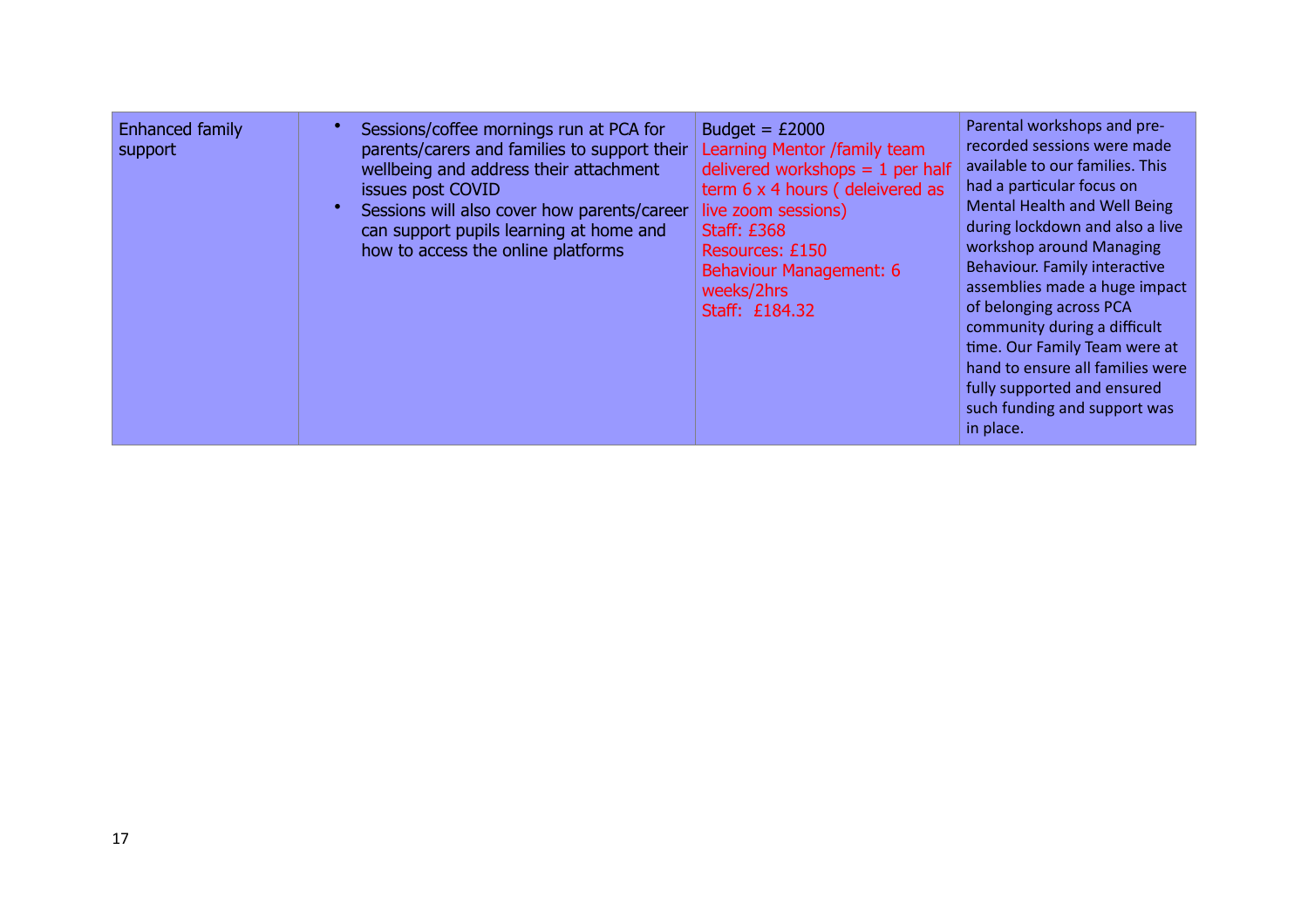| Enhanced family support | • Sessions/coffee mornings run at PCA for parents/carers and families to support their wellbeing and address their attachment issues post COVID<br>• Sessions will also cover how parents/career can support pupils learning at home and how to access the online platforms | Budget = £2000<br>Learning Mentor /family team delivered workshops = 1 per half term 6 x 4 hours ( deleivered as live zoom sessions)<br>Staff: £368<br>Resources: £150<br>Behaviour Management: 6 weeks/2hrs<br>Staff: £184.32 | Parental workshops and pre-recorded sessions were made available to our families. This had a particular focus on Mental Health and Well Being during lockdown and also a live workshop around Managing Behaviour. Family interactive assemblies made a huge impact of belonging across PCA community during a difficult time. Our Family Team were at hand to ensure all families were fully supported and ensured such funding and support was in place. |
|---|---|---|---|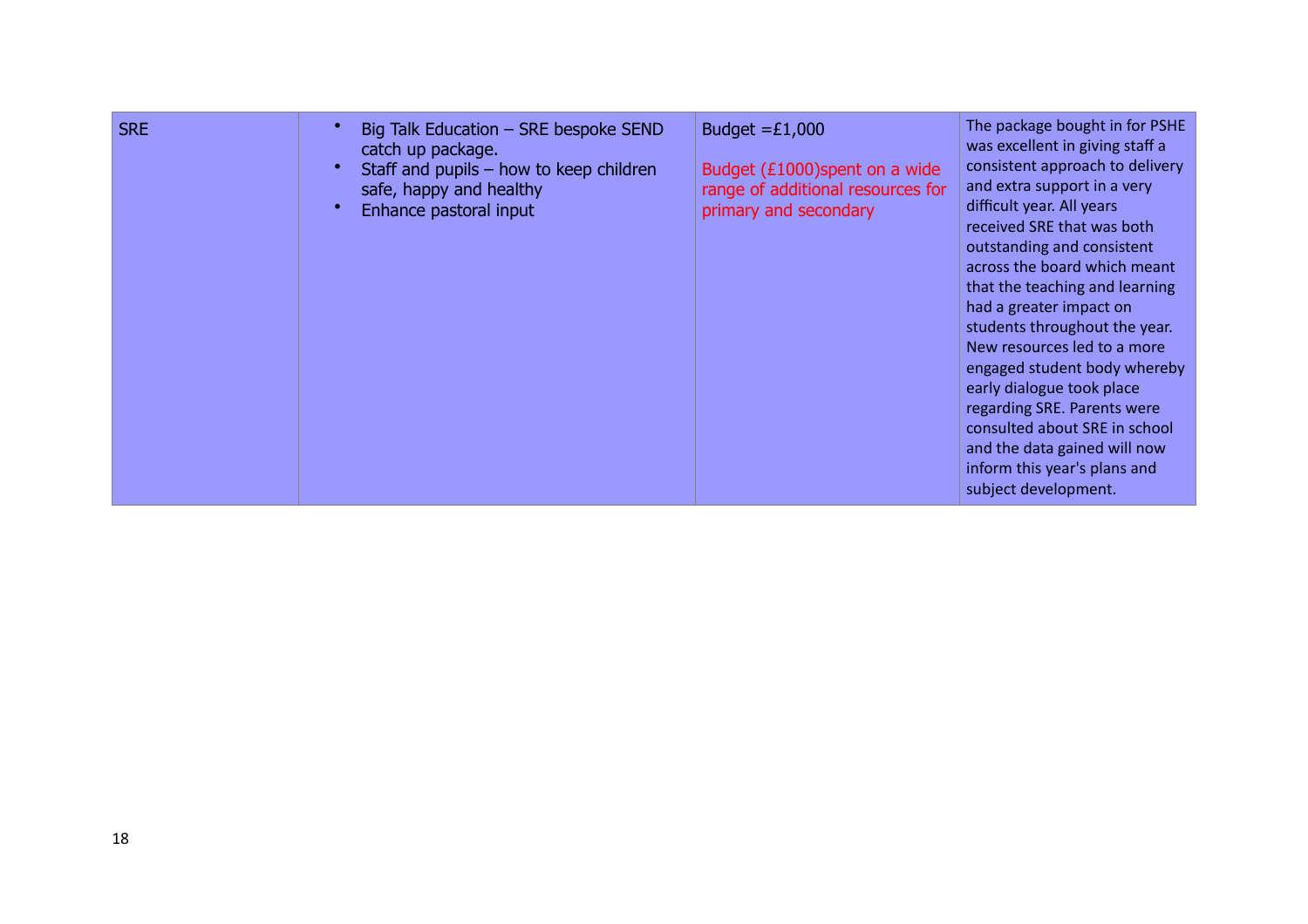| SRE | • Big Talk Education – SRE bespoke SEND catch up package.<br>• Staff and pupils – how to keep children safe, happy and healthy<br>• Enhance pastoral input | Budget =£1,000<br><br>Budget (£1000)spent on a wide range of additional resources for primary and secondary | The package bought in for PSHE was excellent in giving staff a consistent approach to delivery and extra support in a very difficult year. All years received SRE that was both outstanding and consistent across the board which meant that the teaching and learning had a greater impact on students throughout the year. New resources led to a more engaged student body whereby early dialogue took place regarding SRE. Parents were consulted about SRE in school and the data gained will now inform this year's plans and subject development. |
|---|---|---|---|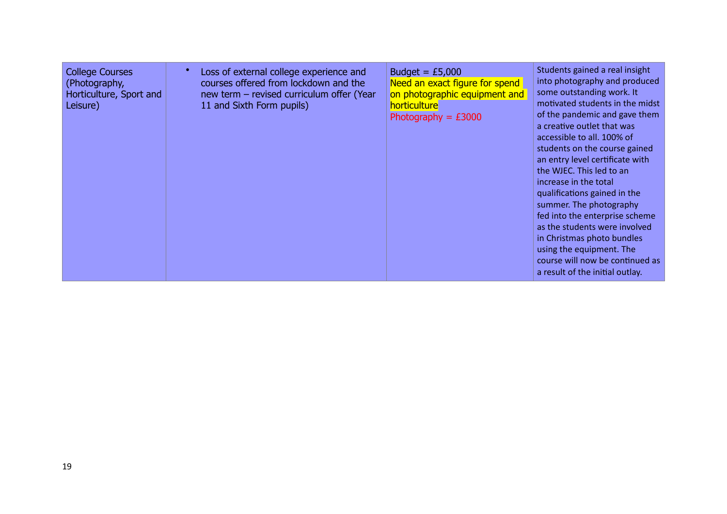| College Courses (Photography, Horticulture, Sport and Leisure) | • Loss of external college experience and courses offered from lockdown and the new term – revised curriculum offer (Year 11 and Sixth Form pupils) | Budget = £5,000<br>Need an exact figure for spend on photographic equipment and horticulture<br>Photography = £3000 | Students gained a real insight into photography and produced some outstanding work. It motivated students in the midst of the pandemic and gave them a creative outlet that was accessible to all. 100% of students on the course gained an entry level certificate with the WJEC. This led to an increase in the total qualifications gained in the summer. The photography fed into the enterprise scheme as the students were involved in Christmas photo bundles using the equipment. The course will now be continued as a result of the initial outlay. |
|---|---|---|---|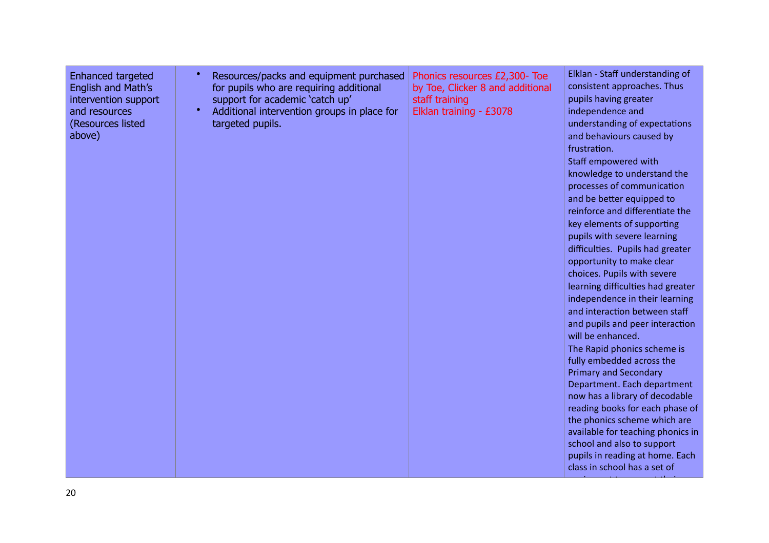| Enhanced targeted English and Math's intervention support and resources (Resources listed above) | • Resources/packs and equipment purchased for pupils who are requiring additional support for academic 'catch up'<br>• Additional intervention groups in place for targeted pupils. | Phonics resources £2,300- Toe by Toe, Clicker 8 and additional staff training<br>Elklan training - £3078 | Elklan - Staff understanding of consistent approaches. Thus pupils having greater independence and understanding of expectations and behaviours caused by frustration.<br>Staff empowered with knowledge to understand the processes of communication and be better equipped to reinforce and differentiate the key elements of supporting pupils with severe learning difficulties. Pupils had greater opportunity to make clear choices. Pupils with severe learning difficulties had greater independence in their learning and interaction between staff and pupils and peer interaction will be enhanced.<br>The Rapid phonics scheme is fully embedded across the Primary and Secondary Department. Each department now has a library of decodable reading books for each phase of the phonics scheme which are available for teaching phonics in school and also to support pupils in reading at home. Each class in school has a set of |
|---|---|---|---|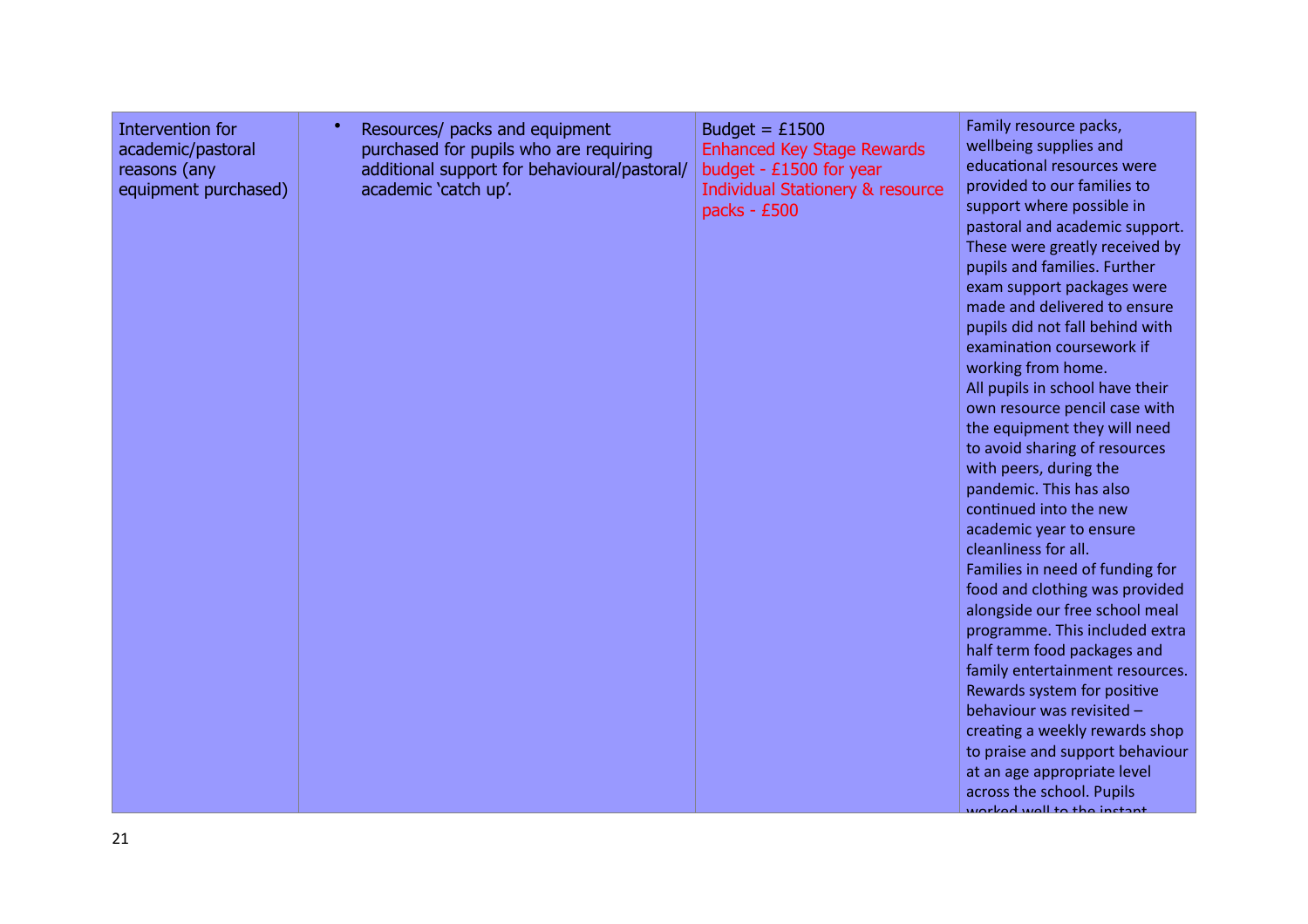| Intervention for academic/pastoral reasons (any equipment purchased) | • Resources/ packs and equipment purchased for pupils who are requiring additional support for behavioural/pastoral/ academic 'catch up'. | Budget = £1500<br>Enhanced Key Stage Rewards budget - £1500 for year<br>Individual Stationery & resource packs - £500 | Family resource packs, wellbeing supplies and educational resources were provided to our families to support where possible in pastoral and academic support. These were greatly received by pupils and families. Further exam support packages were made and delivered to ensure pupils did not fall behind with examination coursework if working from home.<br>All pupils in school have their own resource pencil case with the equipment they will need to avoid sharing of resources with peers, during the pandemic. This has also continued into the new academic year to ensure cleanliness for all.<br>Families in need of funding for food and clothing was provided alongside our free school meal programme. This included extra half term food packages and family entertainment resources.<br>Rewards system for positive behaviour was revisited – creating a weekly rewards shop to praise and support behaviour at an age appropriate level across the school. Pupils worked well to the instant |
|---|---|---|---|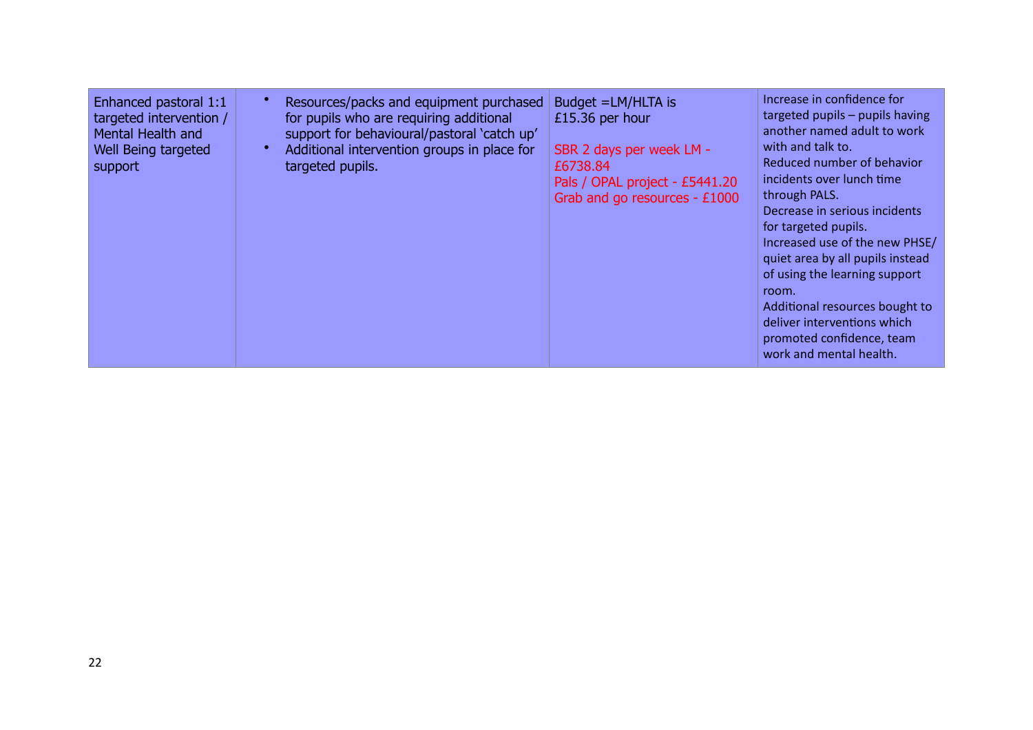| Enhanced pastoral 1:1 targeted intervention / Mental Health and Well Being targeted support | • Resources/packs and equipment purchased for pupils who are requiring additional support for behavioural/pastoral 'catch up'<br>• Additional intervention groups in place for targeted pupils. | Budget =LM/HLTA is £15.36 per hour<br><br>SBR 2 days per week LM - £6738.84<br>Pals / OPAL project - £5441.20<br>Grab and go resources - £1000 | Increase in confidence for targeted pupils – pupils having another named adult to work with and talk to.<br>Reduced number of behavior incidents over lunch time through PALS.<br>Decrease in serious incidents for targeted pupils.<br>Increased use of the new PHSE/ quiet area by all pupils instead of using the learning support room.<br>Additional resources bought to deliver interventions which promoted confidence, team work and mental health. |
|---|---|---|---|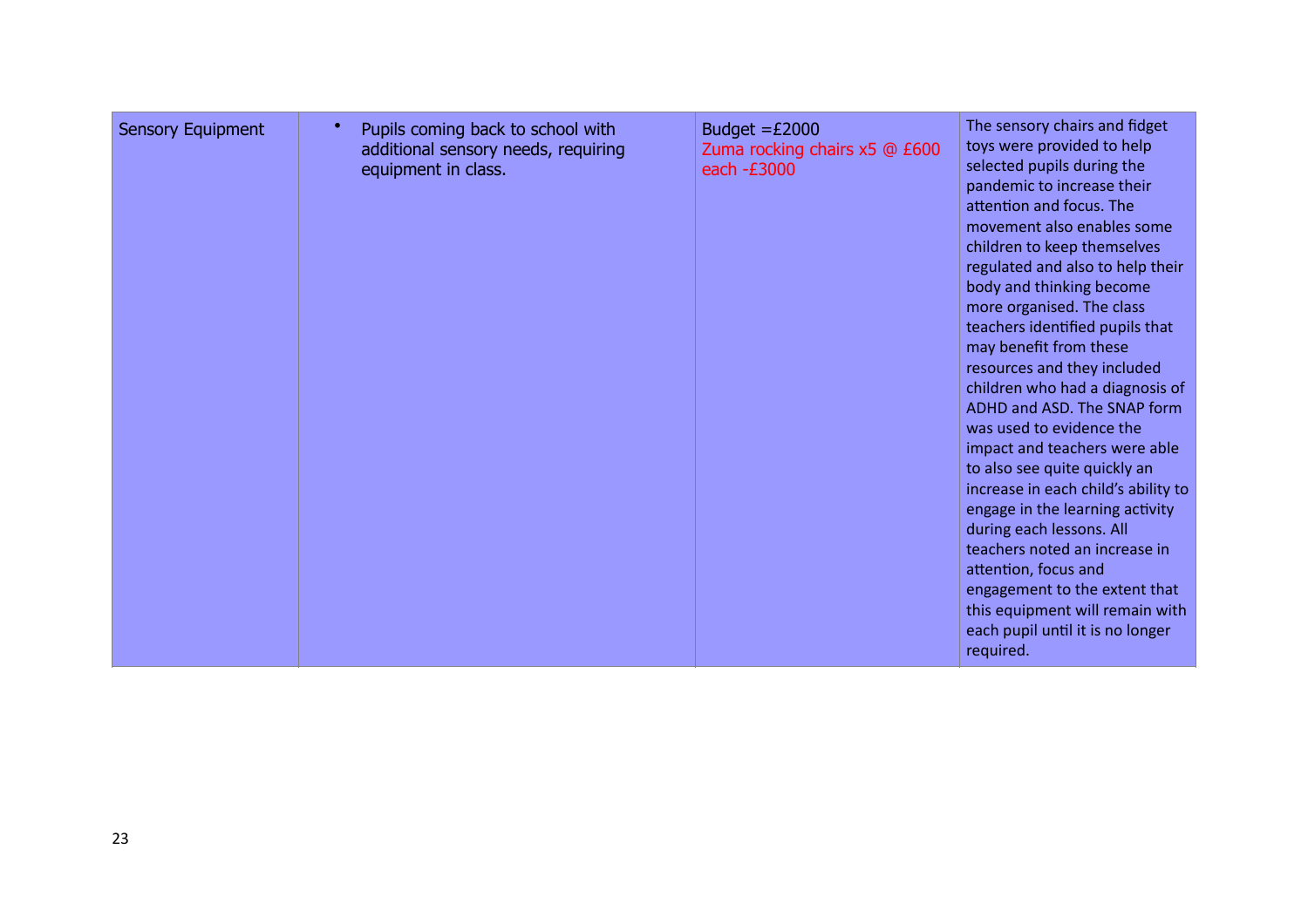| Sensory Equipment | • Pupils coming back to school with additional sensory needs, requiring equipment in class. | Budget =£2000<br>Zuma rocking chairs x5 @ £600 each -£3000 | The sensory chairs and fidget toys were provided to help selected pupils during the pandemic to increase their attention and focus. The movement also enables some children to keep themselves regulated and also to help their body and thinking become more organised. The class teachers identified pupils that may benefit from these resources and they included children who had a diagnosis of ADHD and ASD. The SNAP form was used to evidence the impact and teachers were able to also see quite quickly an increase in each child's ability to engage in the learning activity during each lessons. All teachers noted an increase in attention, focus and engagement to the extent that this equipment will remain with each pupil until it is no longer required. |
|---|---|---|---|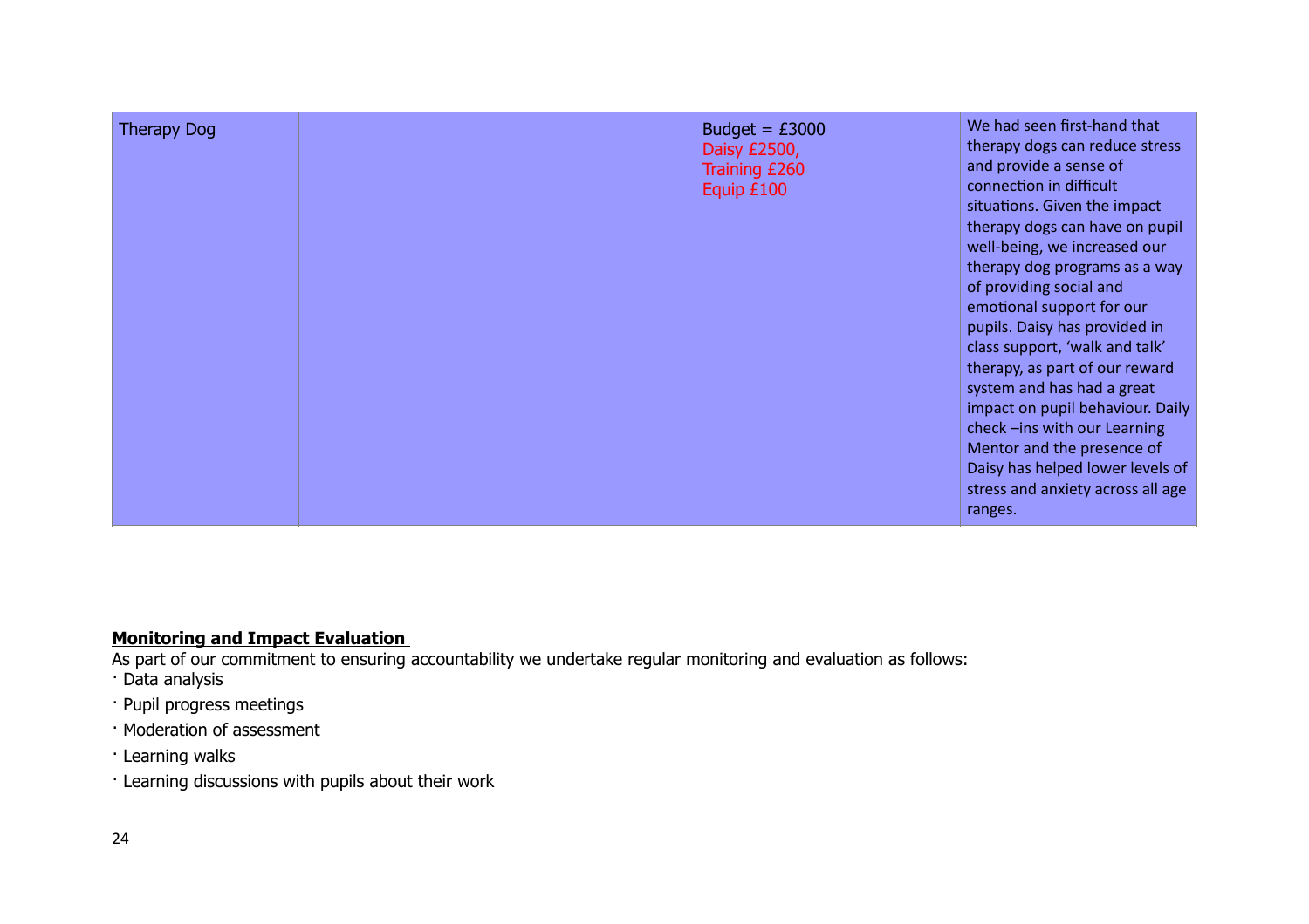| | | | |
|---|---|---|---|
| Therapy Dog | | Budget = £3000<br>Daisy £2500,<br>Training £260<br>Equip £100 | We had seen first-hand that therapy dogs can reduce stress and provide a sense of connection in difficult situations. Given the impact therapy dogs can have on pupil well-being, we increased our therapy dog programs as a way of providing social and emotional support for our pupils. Daisy has provided in class support, 'walk and talk' therapy, as part of our reward system and has had a great impact on pupil behaviour. Daily check –ins with our Learning Mentor and the presence of Daisy has helped lower levels of stress and anxiety across all age ranges. |

**Monitoring and Impact Evaluation**

As part of our commitment to ensuring accountability we undertake regular monitoring and evaluation as follows:

- Data analysis
- Pupil progress meetings
- Moderation of assessment
- Learning walks
- Learning discussions with pupils about their work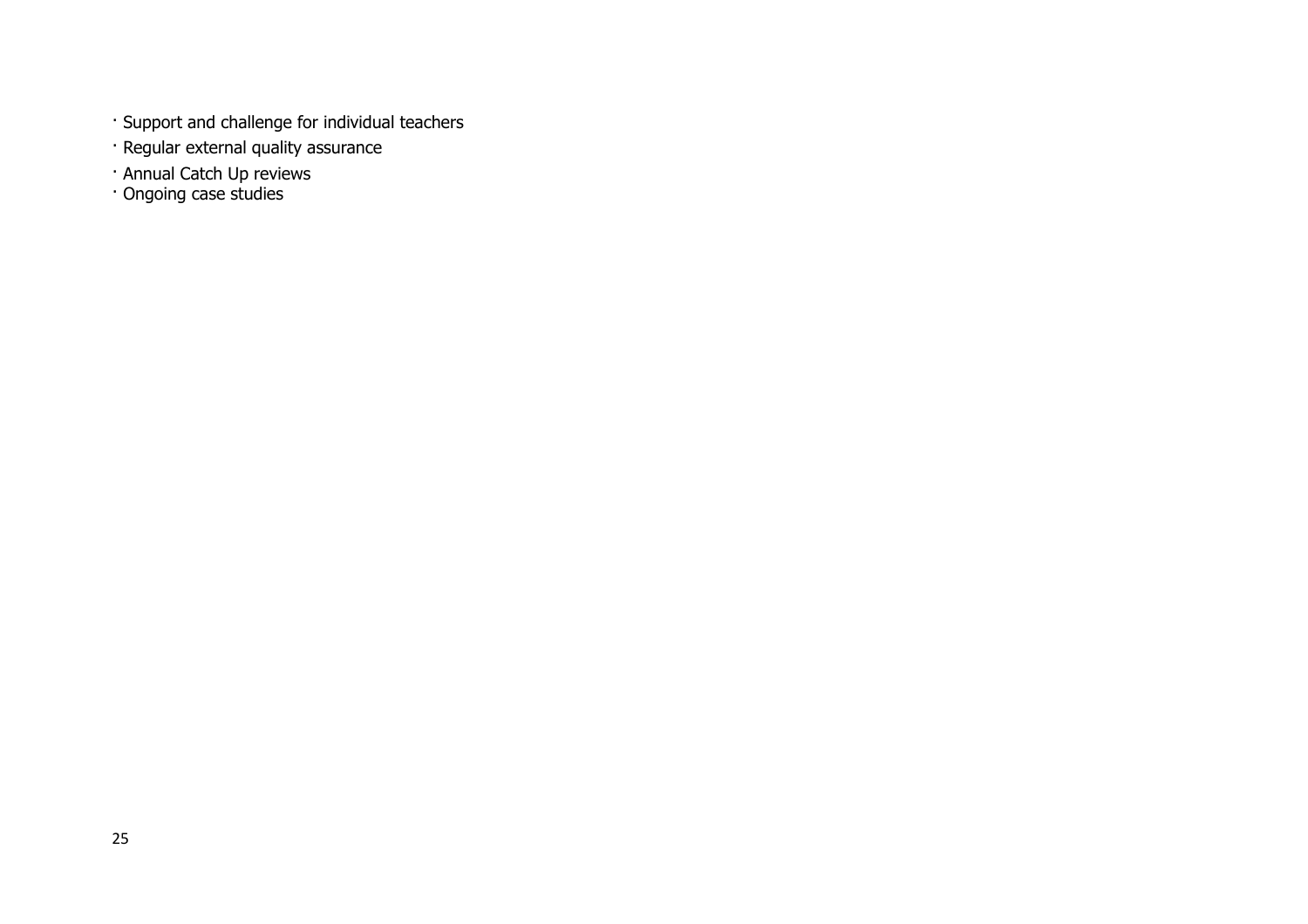- Support and challenge for individual teachers
- Regular external quality assurance
- Annual Catch Up reviews
- Ongoing case studies